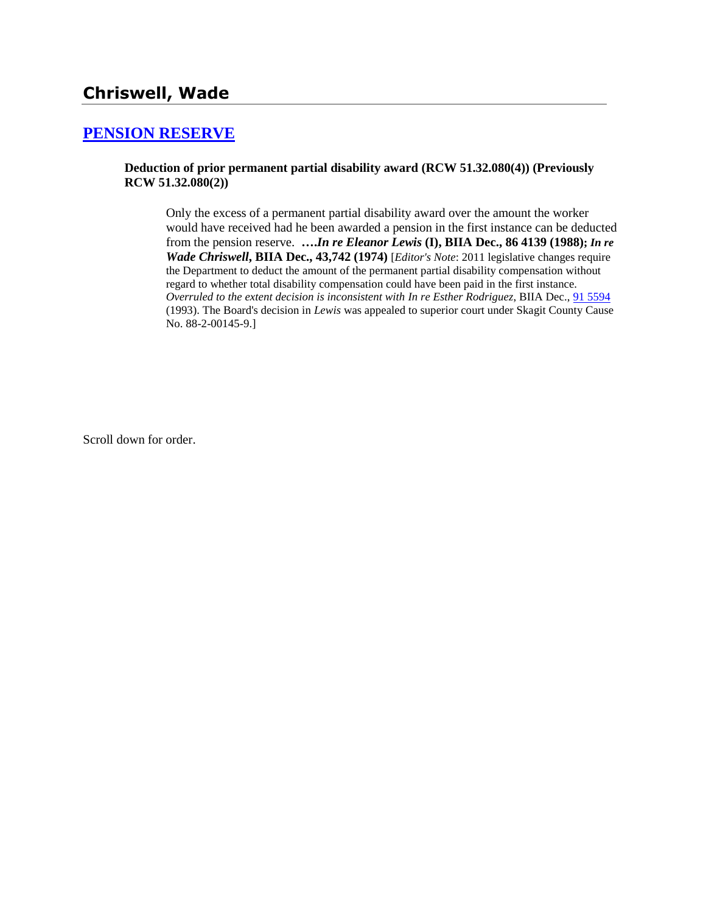## Chriswell, Wade

### [PENSION RESERVE]

**Deduction of prior permanent partial disability award (RCW 51.32.080(4)) (Previously RCW 51.32.080(2))**

Only the excess of a permanent partial disability award over the amount the worker would have received had he been awarded a pension in the first instance can be deducted from the pension reserve. **….*In re Eleanor Lewis* (I), BIIA Dec., 86 4139 (1988);** ***In re Wade Chriswell*, BIIA Dec., 43,742 (1974)** [*Editor's Note*: 2011 legislative changes require the Department to deduct the amount of the permanent partial disability compensation without regard to whether total disability compensation could have been paid in the first instance. *Overruled to the extent decision is inconsistent with In re Esther Rodriguez*, BIIA Dec., 91 5594 (1993). The Board's decision in *Lewis* was appealed to superior court under Skagit County Cause No. 88-2-00145-9.]

Scroll down for order.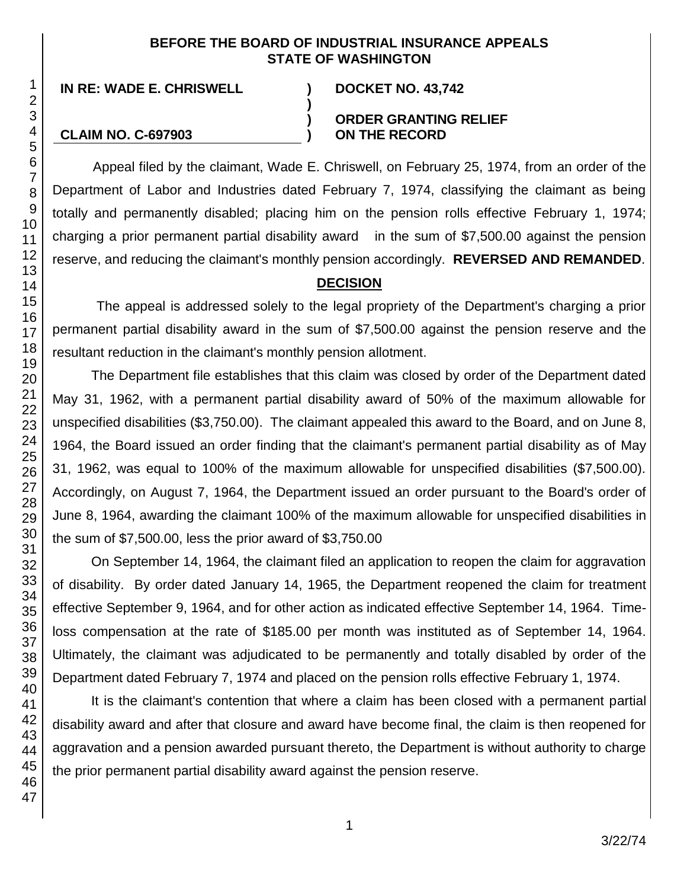**BEFORE THE BOARD OF INDUSTRIAL INSURANCE APPEALS STATE OF WASHINGTON**

| | | |
|---|---|---|
| **IN RE: WADE E. CHRISWELL** | **)** | **DOCKET NO. 43,742** |
| | **)** | |
| | **)** | **ORDER GRANTING RELIEF** |
| **CLAIM NO. C-697903** | **)** | **ON THE RECORD** |

Appeal filed by the claimant, Wade E. Chriswell, on February 25, 1974, from an order of the Department of Labor and Industries dated February 7, 1974, classifying the claimant as being totally and permanently disabled; placing him on the pension rolls effective February 1, 1974; charging a prior permanent partial disability award in the sum of $7,500.00 against the pension reserve, and reducing the claimant's monthly pension accordingly. **REVERSED AND REMANDED**.

## DECISION

The appeal is addressed solely to the legal propriety of the Department's charging a prior permanent partial disability award in the sum of $7,500.00 against the pension reserve and the resultant reduction in the claimant's monthly pension allotment.

The Department file establishes that this claim was closed by order of the Department dated May 31, 1962, with a permanent partial disability award of 50% of the maximum allowable for unspecified disabilities ($3,750.00). The claimant appealed this award to the Board, and on June 8, 1964, the Board issued an order finding that the claimant's permanent partial disability as of May 31, 1962, was equal to 100% of the maximum allowable for unspecified disabilities ($7,500.00). Accordingly, on August 7, 1964, the Department issued an order pursuant to the Board's order of June 8, 1964, awarding the claimant 100% of the maximum allowable for unspecified disabilities in the sum of $7,500.00, less the prior award of $3,750.00

On September 14, 1964, the claimant filed an application to reopen the claim for aggravation of disability. By order dated January 14, 1965, the Department reopened the claim for treatment effective September 9, 1964, and for other action as indicated effective September 14, 1964. Time-loss compensation at the rate of $185.00 per month was instituted as of September 14, 1964. Ultimately, the claimant was adjudicated to be permanently and totally disabled by order of the Department dated February 7, 1974 and placed on the pension rolls effective February 1, 1974.

It is the claimant's contention that where a claim has been closed with a permanent partial disability award and after that closure and award have become final, the claim is then reopened for aggravation and a pension awarded pursuant thereto, the Department is without authority to charge the prior permanent partial disability award against the pension reserve.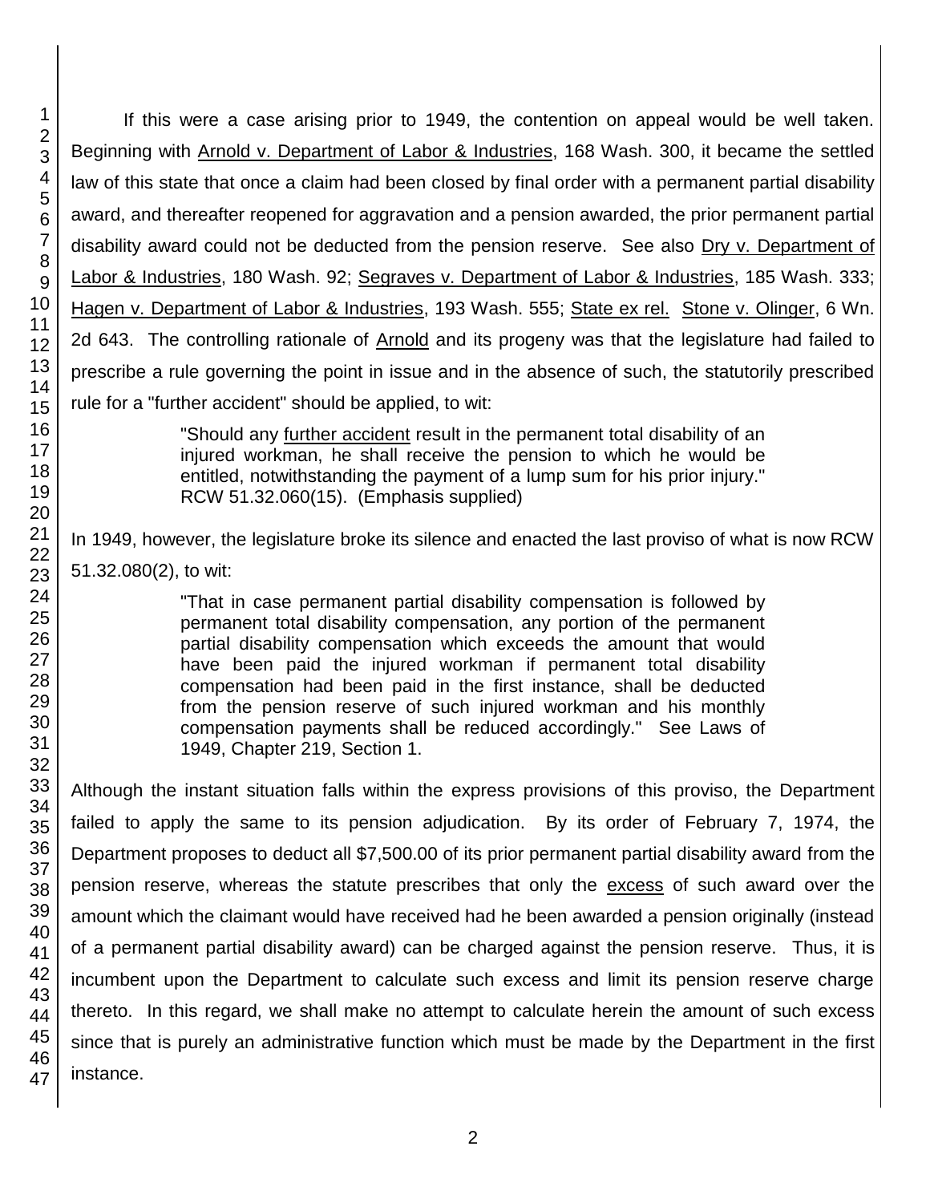If this were a case arising prior to 1949, the contention on appeal would be well taken. Beginning with Arnold v. Department of Labor & Industries, 168 Wash. 300, it became the settled law of this state that once a claim had been closed by final order with a permanent partial disability award, and thereafter reopened for aggravation and a pension awarded, the prior permanent partial disability award could not be deducted from the pension reserve. See also Dry v. Department of Labor & Industries, 180 Wash. 92; Segraves v. Department of Labor & Industries, 185 Wash. 333; Hagen v. Department of Labor & Industries, 193 Wash. 555; State ex rel. Stone v. Olinger, 6 Wn. 2d 643. The controlling rationale of Arnold and its progeny was that the legislature had failed to prescribe a rule governing the point in issue and in the absence of such, the statutorily prescribed rule for a "further accident" should be applied, to wit:

> "Should any further accident result in the permanent total disability of an injured workman, he shall receive the pension to which he would be entitled, notwithstanding the payment of a lump sum for his prior injury." RCW 51.32.060(15). (Emphasis supplied)

In 1949, however, the legislature broke its silence and enacted the last proviso of what is now RCW 51.32.080(2), to wit:

> "That in case permanent partial disability compensation is followed by permanent total disability compensation, any portion of the permanent partial disability compensation which exceeds the amount that would have been paid the injured workman if permanent total disability compensation had been paid in the first instance, shall be deducted from the pension reserve of such injured workman and his monthly compensation payments shall be reduced accordingly." See Laws of 1949, Chapter 219, Section 1.

Although the instant situation falls within the express provisions of this proviso, the Department failed to apply the same to its pension adjudication. By its order of February 7, 1974, the Department proposes to deduct all $7,500.00 of its prior permanent partial disability award from the pension reserve, whereas the statute prescribes that only the excess of such award over the amount which the claimant would have received had he been awarded a pension originally (instead of a permanent partial disability award) can be charged against the pension reserve. Thus, it is incumbent upon the Department to calculate such excess and limit its pension reserve charge thereto. In this regard, we shall make no attempt to calculate herein the amount of such excess since that is purely an administrative function which must be made by the Department in the first instance.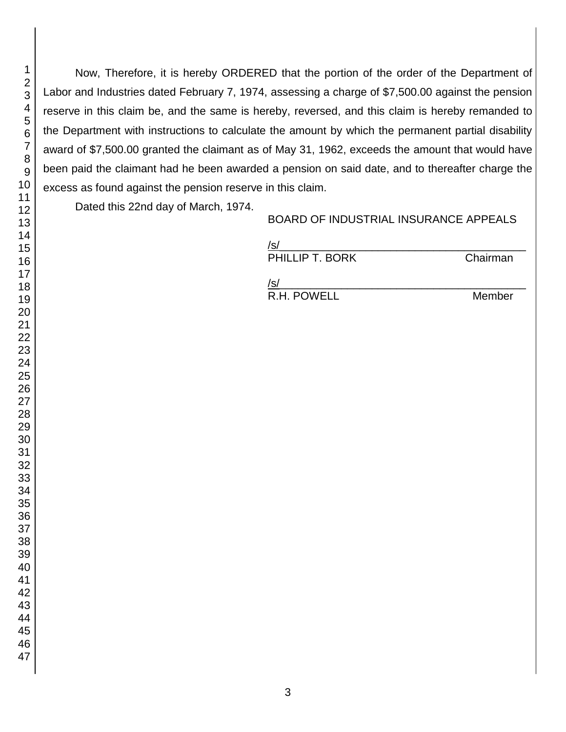Now, Therefore, it is hereby ORDERED that the portion of the order of the Department of Labor and Industries dated February 7, 1974, assessing a charge of $7,500.00 against the pension reserve in this claim be, and the same is hereby, reversed, and this claim is hereby remanded to the Department with instructions to calculate the amount by which the permanent partial disability award of $7,500.00 granted the claimant as of May 31, 1962, exceeds the amount that would have been paid the claimant had he been awarded a pension on said date, and to thereafter charge the excess as found against the pension reserve in this claim.

Dated this 22nd day of March, 1974.

BOARD OF INDUSTRIAL INSURANCE APPEALS

/s/___________________________________
PHILLIP T. BORK Chairman

/s/___________________________________
R.H. POWELL Member